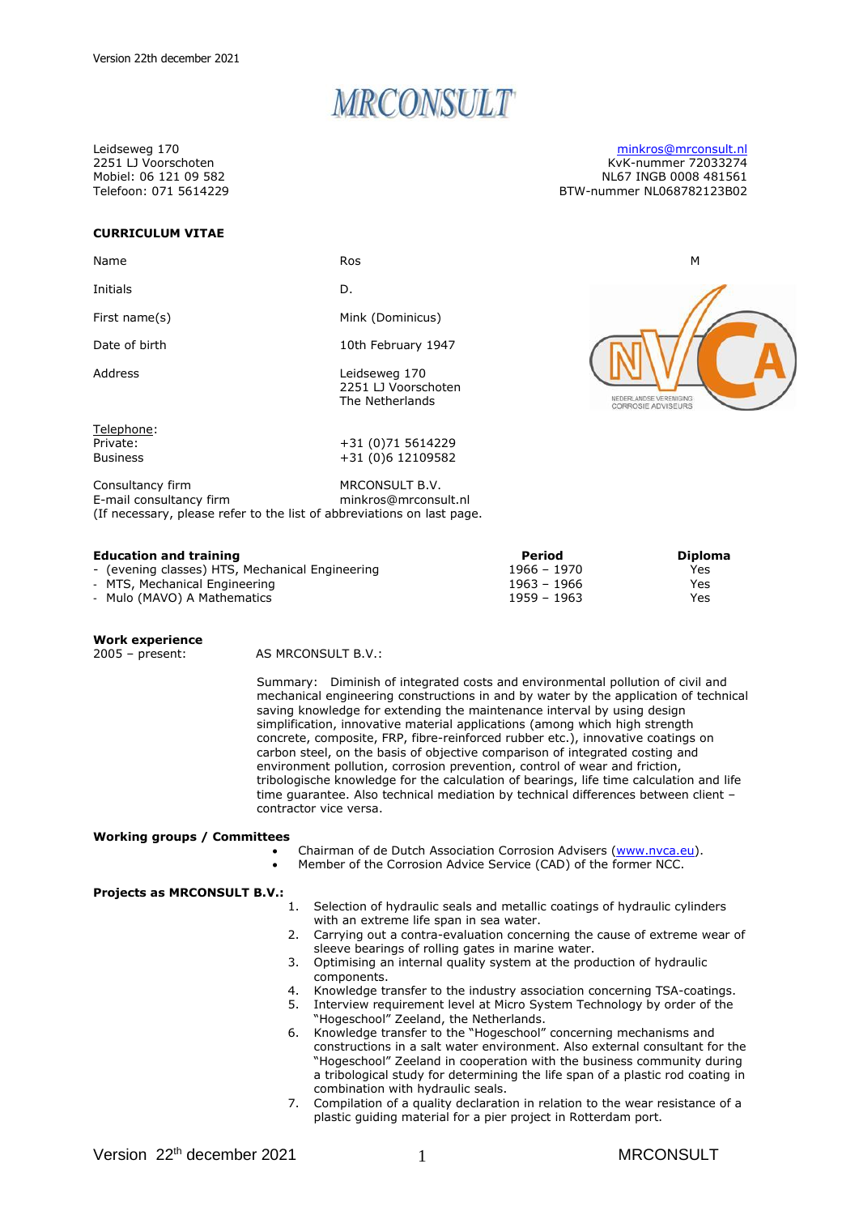Version 22th december 2021

# MRCONSULT

Leidseweg 170
2251 LJ Voorschoten
Mobiel: 06 121 09 582
Telefoon: 071 5614229

minkros@mrconsult.nl
KvK-nummer 72033274
NL67 INGB 0008 481561
BTW-nummer NL068782123B02

## CURRICULUM VITAE

| | | |
|---|---|---|
| Name | Ros | M |
| Initials | D. | |
| First name(s) | Mink (Dominicus) | |
| Date of birth | 10th February 1947 | |
| Address | Leidseweg 170<br>2251 LJ Voorschoten<br>The Netherlands | |

NEDERLANDSE VERENIGING CORROSIE ADVISEURS

Telephone:
Private: +31 (0)71 5614229
Business +31 (0)6 12109582

Consultancy firm MRCONSULT B.V.
E-mail consultancy firm minkros@mrconsult.nl
(If necessary, please refer to the list of abbreviations on last page.

| **Education and training** | **Period** | **Diploma** |
|---|---|---|
| - (evening classes) HTS, Mechanical Engineering | 1966 – 1970 | Yes |
| - MTS, Mechanical Engineering | 1963 – 1966 | Yes |
| - Mulo (MAVO) A Mathematics | 1959 – 1963 | Yes |

**Work experience**

2005 – present: AS MRCONSULT B.V.:

Summary: Diminish of integrated costs and environmental pollution of civil and mechanical engineering constructions in and by water by the application of technical saving knowledge for extending the maintenance interval by using design simplification, innovative material applications (among which high strength concrete, composite, FRP, fibre-reinforced rubber etc.), innovative coatings on carbon steel, on the basis of objective comparison of integrated costing and environment pollution, corrosion prevention, control of wear and friction, tribologische knowledge for the calculation of bearings, life time calculation and life time guarantee. Also technical mediation by technical differences between client – contractor vice versa.

**Working groups / Committees**

- Chairman of de Dutch Association Corrosion Advisers (www.nvca.eu).
- Member of the Corrosion Advice Service (CAD) of the former NCC.

**Projects as MRCONSULT B.V.:**

1. Selection of hydraulic seals and metallic coatings of hydraulic cylinders with an extreme life span in sea water.
2. Carrying out a contra-evaluation concerning the cause of extreme wear of sleeve bearings of rolling gates in marine water.
3. Optimising an internal quality system at the production of hydraulic components.
4. Knowledge transfer to the industry association concerning TSA-coatings.
5. Interview requirement level at Micro System Technology by order of the "Hogeschool" Zeeland, the Netherlands.
6. Knowledge transfer to the "Hogeschool" concerning mechanisms and constructions in a salt water environment. Also external consultant for the "Hogeschool" Zeeland in cooperation with the business community during a tribological study for determining the life span of a plastic rod coating in combination with hydraulic seals.
7. Compilation of a quality declaration in relation to the wear resistance of a plastic guiding material for a pier project in Rotterdam port.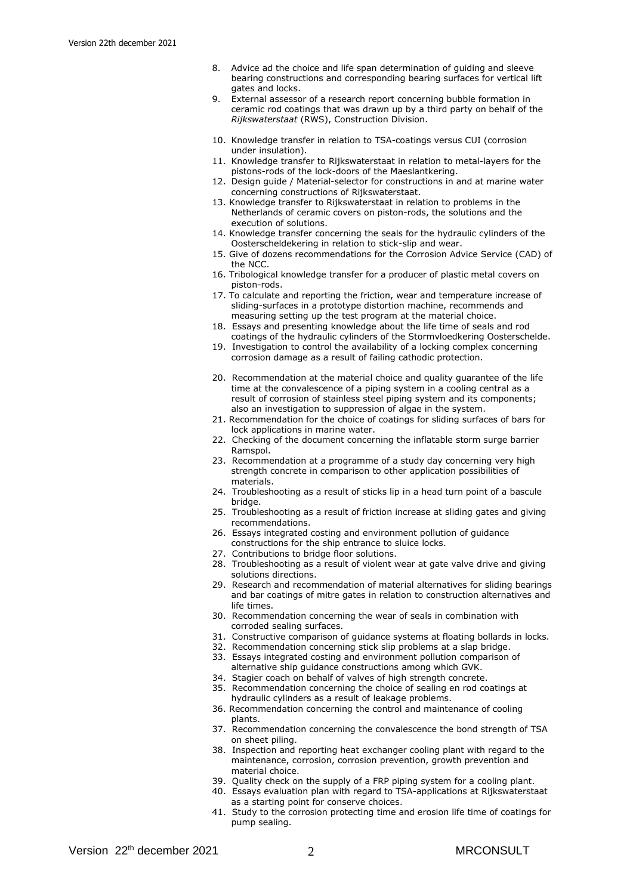8. Advice ad the choice and life span determination of guiding and sleeve bearing constructions and corresponding bearing surfaces for vertical lift gates and locks.
9. External assessor of a research report concerning bubble formation in ceramic rod coatings that was drawn up by a third party on behalf of the *Rijkswaterstaat* (RWS), Construction Division.
10. Knowledge transfer in relation to TSA-coatings versus CUI (corrosion under insulation).
11. Knowledge transfer to Rijkswaterstaat in relation to metal-layers for the pistons-rods of the lock-doors of the Maeslantkering.
12. Design guide / Material-selector for constructions in and at marine water concerning constructions of Rijkswaterstaat.
13. Knowledge transfer to Rijkswaterstaat in relation to problems in the Netherlands of ceramic covers on piston-rods, the solutions and the execution of solutions.
14. Knowledge transfer concerning the seals for the hydraulic cylinders of the Oosterscheldekering in relation to stick-slip and wear.
15. Give of dozens recommendations for the Corrosion Advice Service (CAD) of the NCC.
16. Tribological knowledge transfer for a producer of plastic metal covers on piston-rods.
17. To calculate and reporting the friction, wear and temperature increase of sliding-surfaces in a prototype distortion machine, recommends and measuring setting up the test program at the material choice.
18. Essays and presenting knowledge about the life time of seals and rod coatings of the hydraulic cylinders of the Stormvloedkering Oosterschelde.
19. Investigation to control the availability of a locking complex concerning corrosion damage as a result of failing cathodic protection.
20. Recommendation at the material choice and quality guarantee of the life time at the convalescence of a piping system in a cooling central as a result of corrosion of stainless steel piping system and its components; also an investigation to suppression of algae in the system.
21. Recommendation for the choice of coatings for sliding surfaces of bars for lock applications in marine water.
22. Checking of the document concerning the inflatable storm surge barrier Ramspol.
23. Recommendation at a programme of a study day concerning very high strength concrete in comparison to other application possibilities of materials.
24. Troubleshooting as a result of sticks lip in a head turn point of a bascule bridge.
25. Troubleshooting as a result of friction increase at sliding gates and giving recommendations.
26. Essays integrated costing and environment pollution of guidance constructions for the ship entrance to sluice locks.
27. Contributions to bridge floor solutions.
28. Troubleshooting as a result of violent wear at gate valve drive and giving solutions directions.
29. Research and recommendation of material alternatives for sliding bearings and bar coatings of mitre gates in relation to construction alternatives and life times.
30. Recommendation concerning the wear of seals in combination with corroded sealing surfaces.
31. Constructive comparison of guidance systems at floating bollards in locks.
32. Recommendation concerning stick slip problems at a slap bridge.
33. Essays integrated costing and environment pollution comparison of alternative ship guidance constructions among which GVK.
34. Stagier coach on behalf of valves of high strength concrete.
35. Recommendation concerning the choice of sealing en rod coatings at hydraulic cylinders as a result of leakage problems.
36. Recommendation concerning the control and maintenance of cooling plants.
37. Recommendation concerning the convalescence the bond strength of TSA on sheet piling.
38. Inspection and reporting heat exchanger cooling plant with regard to the maintenance, corrosion, corrosion prevention, growth prevention and material choice.
39. Quality check on the supply of a FRP piping system for a cooling plant.
40. Essays evaluation plan with regard to TSA-applications at Rijkswaterstaat as a starting point for conserve choices.
41. Study to the corrosion protecting time and erosion life time of coatings for pump sealing.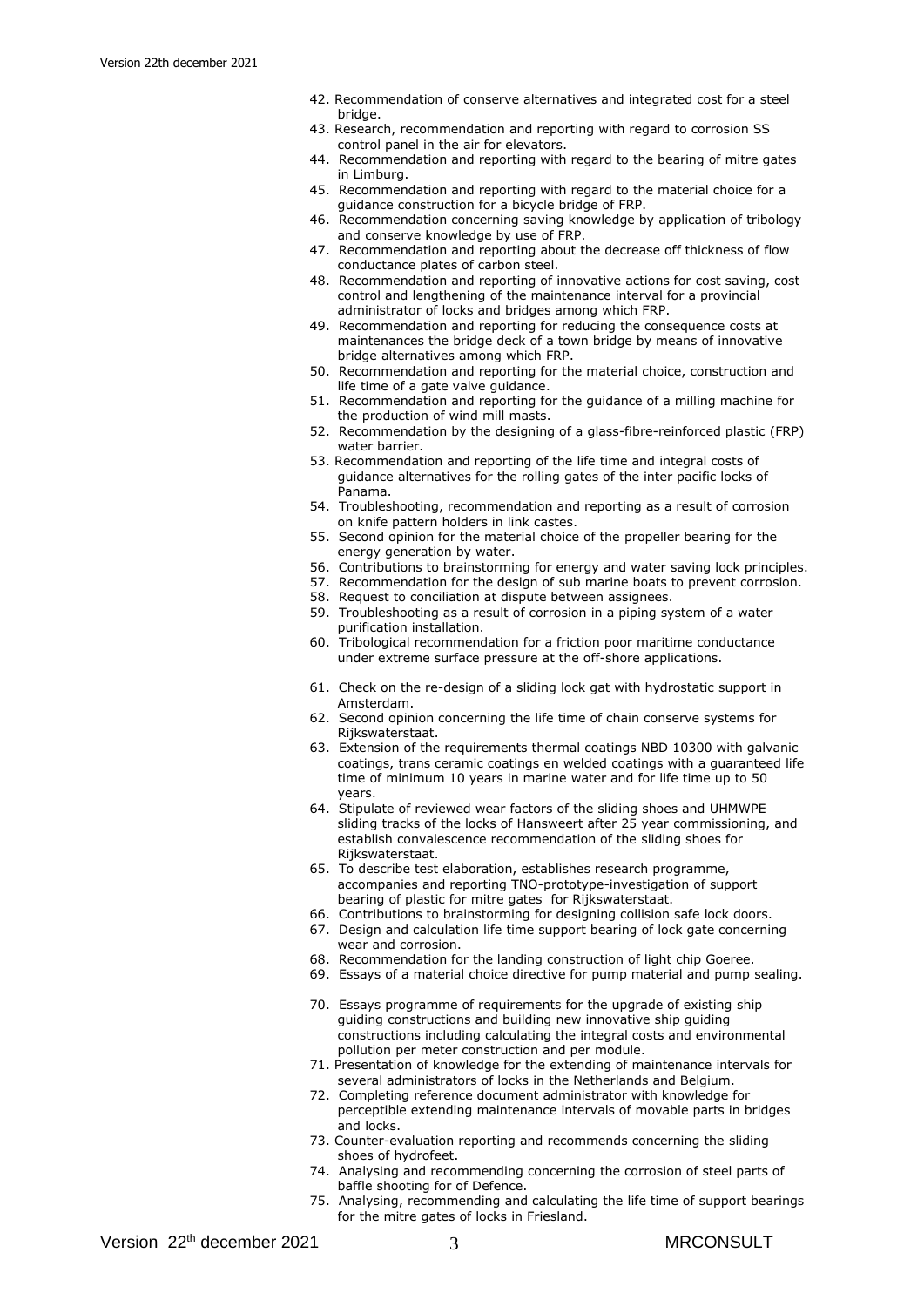42. Recommendation of conserve alternatives and integrated cost for a steel bridge.
43. Research, recommendation and reporting with regard to corrosion SS control panel in the air for elevators.
44. Recommendation and reporting with regard to the bearing of mitre gates in Limburg.
45. Recommendation and reporting with regard to the material choice for a guidance construction for a bicycle bridge of FRP.
46. Recommendation concerning saving knowledge by application of tribology and conserve knowledge by use of FRP.
47. Recommendation and reporting about the decrease off thickness of flow conductance plates of carbon steel.
48. Recommendation and reporting of innovative actions for cost saving, cost control and lengthening of the maintenance interval for a provincial administrator of locks and bridges among which FRP.
49. Recommendation and reporting for reducing the consequence costs at maintenances the bridge deck of a town bridge by means of innovative bridge alternatives among which FRP.
50. Recommendation and reporting for the material choice, construction and life time of a gate valve guidance.
51. Recommendation and reporting for the guidance of a milling machine for the production of wind mill masts.
52. Recommendation by the designing of a glass-fibre-reinforced plastic (FRP) water barrier.
53. Recommendation and reporting of the life time and integral costs of guidance alternatives for the rolling gates of the inter pacific locks of Panama.
54. Troubleshooting, recommendation and reporting as a result of corrosion on knife pattern holders in link castes.
55. Second opinion for the material choice of the propeller bearing for the energy generation by water.
56. Contributions to brainstorming for energy and water saving lock principles.
57. Recommendation for the design of sub marine boats to prevent corrosion.
58. Request to conciliation at dispute between assignees.
59. Troubleshooting as a result of corrosion in a piping system of a water purification installation.
60. Tribological recommendation for a friction poor maritime conductance under extreme surface pressure at the off-shore applications.
61. Check on the re-design of a sliding lock gat with hydrostatic support in Amsterdam.
62. Second opinion concerning the life time of chain conserve systems for Rijkswaterstaat.
63. Extension of the requirements thermal coatings NBD 10300 with galvanic coatings, trans ceramic coatings en welded coatings with a guaranteed life time of minimum 10 years in marine water and for life time up to 50 years.
64. Stipulate of reviewed wear factors of the sliding shoes and UHMWPE sliding tracks of the locks of Hansweert after 25 year commissioning, and establish convalescence recommendation of the sliding shoes for Rijkswaterstaat.
65. To describe test elaboration, establishes research programme, accompanies and reporting TNO-prototype-investigation of support bearing of plastic for mitre gates for Rijkswaterstaat.
66. Contributions to brainstorming for designing collision safe lock doors.
67. Design and calculation life time support bearing of lock gate concerning wear and corrosion.
68. Recommendation for the landing construction of light chip Goeree.
69. Essays of a material choice directive for pump material and pump sealing.
70. Essays programme of requirements for the upgrade of existing ship guiding constructions and building new innovative ship guiding constructions including calculating the integral costs and environmental pollution per meter construction and per module.
71. Presentation of knowledge for the extending of maintenance intervals for several administrators of locks in the Netherlands and Belgium.
72. Completing reference document administrator with knowledge for perceptible extending maintenance intervals of movable parts in bridges and locks.
73. Counter-evaluation reporting and recommends concerning the sliding shoes of hydrofeet.
74. Analysing and recommending concerning the corrosion of steel parts of baffle shooting for of Defence.
75. Analysing, recommending and calculating the life time of support bearings for the mitre gates of locks in Friesland.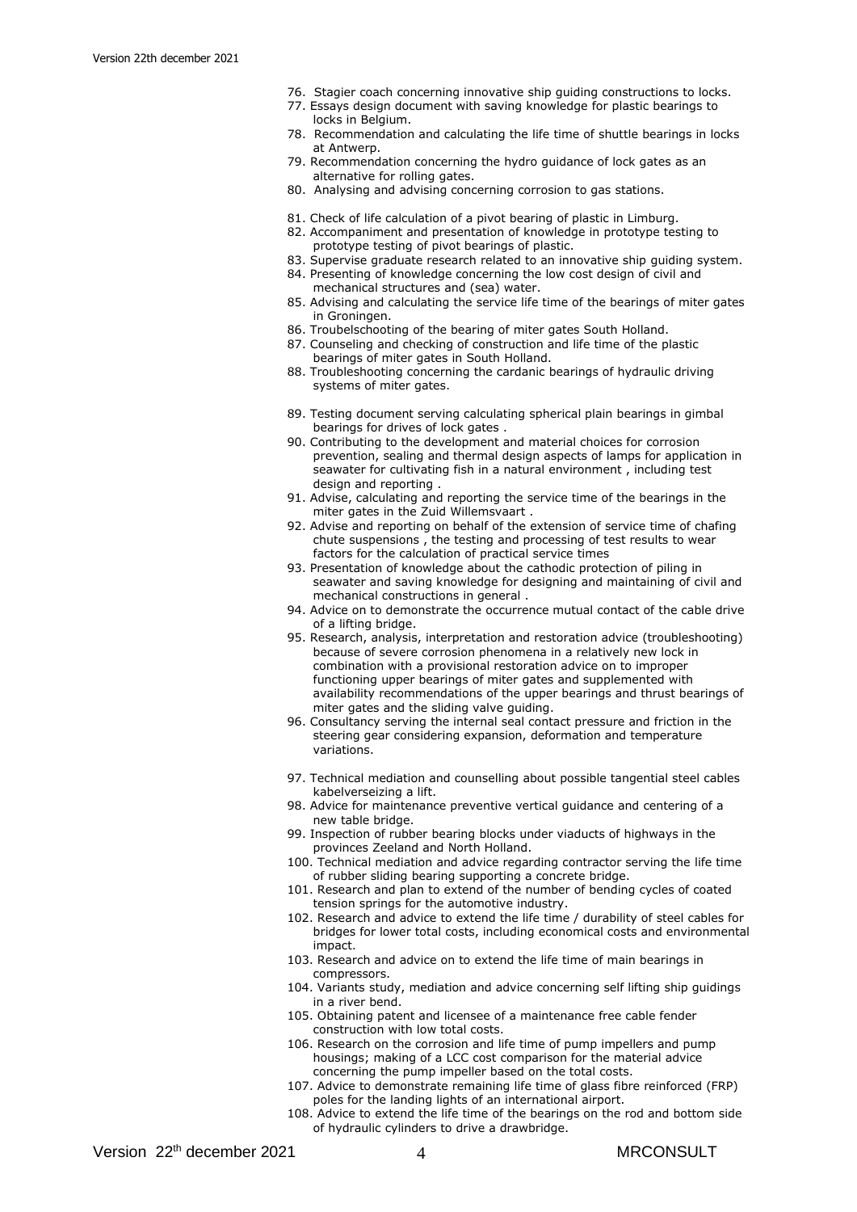76. Stagier coach concerning innovative ship guiding constructions to locks.
77. Essays design document with saving knowledge for plastic bearings to locks in Belgium.
78. Recommendation and calculating the life time of shuttle bearings in locks at Antwerp.
79. Recommendation concerning the hydro guidance of lock gates as an alternative for rolling gates.
80. Analysing and advising concerning corrosion to gas stations.

81. Check of life calculation of a pivot bearing of plastic in Limburg.
82. Accompaniment and presentation of knowledge in prototype testing to prototype testing of pivot bearings of plastic.
83. Supervise graduate research related to an innovative ship guiding system.
84. Presenting of knowledge concerning the low cost design of civil and mechanical structures and (sea) water.
85. Advising and calculating the service life time of the bearings of miter gates in Groningen.
86. Troubelschooting of the bearing of miter gates South Holland.
87. Counseling and checking of construction and life time of the plastic bearings of miter gates in South Holland.
88. Troubleshooting concerning the cardanic bearings of hydraulic driving systems of miter gates.

89. Testing document serving calculating spherical plain bearings in gimbal bearings for drives of lock gates .
90. Contributing to the development and material choices for corrosion prevention, sealing and thermal design aspects of lamps for application in seawater for cultivating fish in a natural environment , including test design and reporting .
91. Advise, calculating and reporting the service time of the bearings in the miter gates in the Zuid Willemsvaart .
92. Advise and reporting on behalf of the extension of service time of chafing chute suspensions , the testing and processing of test results to wear factors for the calculation of practical service times
93. Presentation of knowledge about the cathodic protection of piling in seawater and saving knowledge for designing and maintaining of civil and mechanical constructions in general .
94. Advice on to demonstrate the occurrence mutual contact of the cable drive of a lifting bridge.
95. Research, analysis, interpretation and restoration advice (troubleshooting) because of severe corrosion phenomena in a relatively new lock in combination with a provisional restoration advice on to improper functioning upper bearings of miter gates and supplemented with availability recommendations of the upper bearings and thrust bearings of miter gates and the sliding valve guiding.
96. Consultancy serving the internal seal contact pressure and friction in the steering gear considering expansion, deformation and temperature variations.

97. Technical mediation and counselling about possible tangential steel cables kabelverseizing a lift.
98. Advice for maintenance preventive vertical guidance and centering of a new table bridge.
99. Inspection of rubber bearing blocks under viaducts of highways in the provinces Zeeland and North Holland.
100. Technical mediation and advice regarding contractor serving the life time of rubber sliding bearing supporting a concrete bridge.
101. Research and plan to extend of the number of bending cycles of coated tension springs for the automotive industry.
102. Research and advice to extend the life time / durability of steel cables for bridges for lower total costs, including economical costs and environmental impact.
103. Research and advice on to extend the life time of main bearings in compressors.
104. Variants study, mediation and advice concerning self lifting ship guidings in a river bend.
105. Obtaining patent and licensee of a maintenance free cable fender construction with low total costs.
106. Research on the corrosion and life time of pump impellers and pump housings; making of a LCC cost comparison for the material advice concerning the pump impeller based on the total costs.
107. Advice to demonstrate remaining life time of glass fibre reinforced (FRP) poles for the landing lights of an international airport.
108. Advice to extend the life time of the bearings on the rod and bottom side of hydraulic cylinders to drive a drawbridge.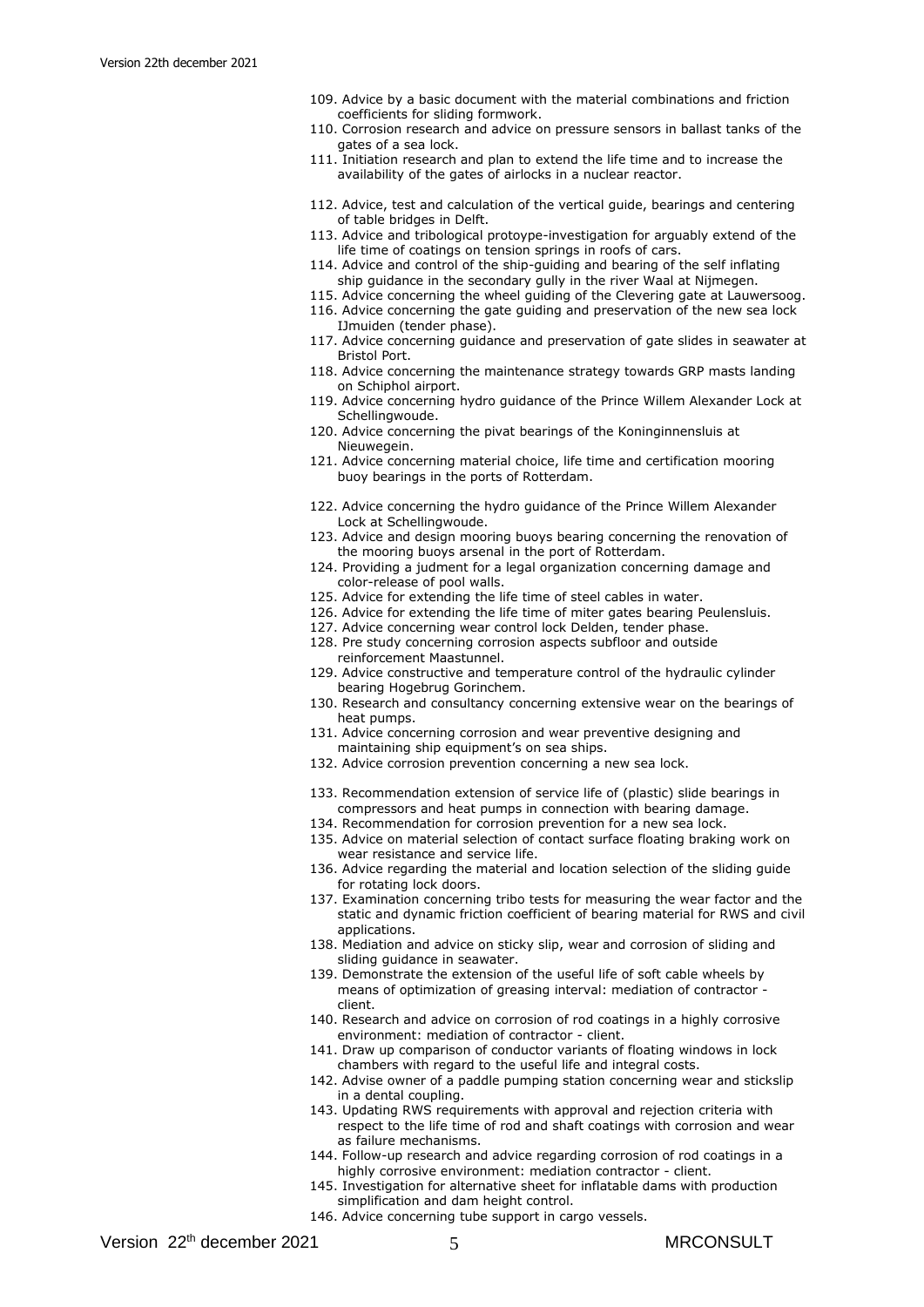109. Advice by a basic document with the material combinations and friction coefficients for sliding formwork.
110. Corrosion research and advice on pressure sensors in ballast tanks of the gates of a sea lock.
111. Initiation research and plan to extend the life time and to increase the availability of the gates of airlocks in a nuclear reactor.
112. Advice, test and calculation of the vertical guide, bearings and centering of table bridges in Delft.
113. Advice and tribological protoype-investigation for arguably extend of the life time of coatings on tension springs in roofs of cars.
114. Advice and control of the ship-guiding and bearing of the self inflating ship guidance in the secondary gully in the river Waal at Nijmegen.
115. Advice concerning the wheel guiding of the Clevering gate at Lauwersoog.
116. Advice concerning the gate guiding and preservation of the new sea lock IJmuiden (tender phase).
117. Advice concerning guidance and preservation of gate slides in seawater at Bristol Port.
118. Advice concerning the maintenance strategy towards GRP masts landing on Schiphol airport.
119. Advice concerning hydro guidance of the Prince Willem Alexander Lock at Schellingwoude.
120. Advice concerning the pivat bearings of the Koninginnensluis at Nieuwegein.
121. Advice concerning material choice, life time and certification mooring buoy bearings in the ports of Rotterdam.
122. Advice concerning the hydro guidance of the Prince Willem Alexander Lock at Schellingwoude.
123. Advice and design mooring buoys bearing concerning the renovation of the mooring buoys arsenal in the port of Rotterdam.
124. Providing a judment for a legal organization concerning damage and color-release of pool walls.
125. Advice for extending the life time of steel cables in water.
126. Advice for extending the life time of miter gates bearing Peulensluis.
127. Advice concerning wear control lock Delden, tender phase.
128. Pre study concerning corrosion aspects subfloor and outside reinforcement Maastunnel.
129. Advice constructive and temperature control of the hydraulic cylinder bearing Hogebrug Gorinchem.
130. Research and consultancy concerning extensive wear on the bearings of heat pumps.
131. Advice concerning corrosion and wear preventive designing and maintaining ship equipment's on sea ships.
132. Advice corrosion prevention concerning a new sea lock.
133. Recommendation extension of service life of (plastic) slide bearings in compressors and heat pumps in connection with bearing damage.
134. Recommendation for corrosion prevention for a new sea lock.
135. Advice on material selection of contact surface floating braking work on wear resistance and service life.
136. Advice regarding the material and location selection of the sliding guide for rotating lock doors.
137. Examination concerning tribo tests for measuring the wear factor and the static and dynamic friction coefficient of bearing material for RWS and civil applications.
138. Mediation and advice on sticky slip, wear and corrosion of sliding and sliding guidance in seawater.
139. Demonstrate the extension of the useful life of soft cable wheels by means of optimization of greasing interval: mediation of contractor - client.
140. Research and advice on corrosion of rod coatings in a highly corrosive environment: mediation of conductor - client.
141. Draw up comparison of conductor variants of floating windows in lock chambers with regard to the useful life and integral costs.
142. Advise owner of a paddle pumping station concerning wear and stickslip in a dental coupling.
143. Updating RWS requirements with approval and rejection criteria with respect to the life time of rod and shaft coatings with corrosion and wear as failure mechanisms.
144. Follow-up research and advice regarding corrosion of rod coatings in a highly corrosive environment: mediation contractor - client.
145. Investigation for alternative sheet for inflatable dams with production simplification and dam height control.
146. Advice concerning tube support in cargo vessels.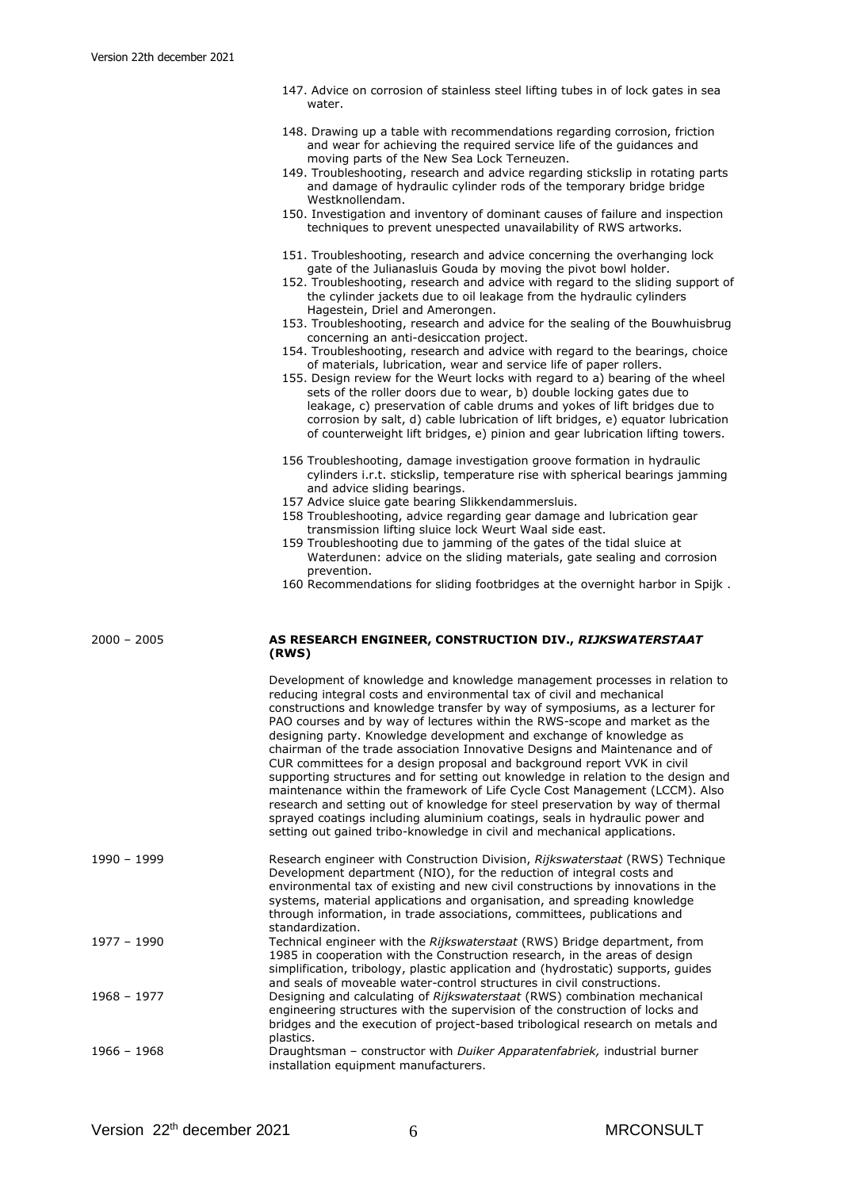147. Advice on corrosion of stainless steel lifting tubes in of lock gates in sea water.

148. Drawing up a table with recommendations regarding corrosion, friction and wear for achieving the required service life of the guidances and moving parts of the New Sea Lock Terneuzen.
149. Troubleshooting, research and advice regarding stickslip in rotating parts and damage of hydraulic cylinder rods of the temporary bridge bridge Westknollendam.
150. Investigation and inventory of dominant causes of failure and inspection techniques to prevent unespected unavailability of RWS artworks.

151. Troubleshooting, research and advice concerning the overhanging lock gate of the Julianasluis Gouda by moving the pivot bowl holder.
152. Troubleshooting, research and advice with regard to the sliding support of the cylinder jackets due to oil leakage from the hydraulic cylinders Hagestein, Driel and Amerongen.
153. Troubleshooting, research and advice for the sealing of the Bouwhuisbrug concerning an anti-desiccation project.
154. Troubleshooting, research and advice with regard to the bearings, choice of materials, lubrication, wear and service life of paper rollers.
155. Design review for the Weurt locks with regard to a) bearing of the wheel sets of the roller doors due to wear, b) double locking gates due to leakage, c) preservation of cable drums and yokes of lift bridges due to corrosion by salt, d) cable lubrication of lift bridges, e) equator lubrication of counterweight lift bridges, e) pinion and gear lubrication lifting towers.

156 Troubleshooting, damage investigation groove formation in hydraulic cylinders i.r.t. stickslip, temperature rise with spherical bearings jamming and advice sliding bearings.
157 Advice sluice gate bearing Slikkendammersluis.
158 Troubleshooting, advice regarding gear damage and lubrication gear transmission lifting sluice lock Weurt Waal side east.
159 Troubleshooting due to jamming of the gates of the tidal sluice at Waterdunen: advice on the sliding materials, gate sealing and corrosion prevention.
160 Recommendations for sliding footbridges at the overnight harbor in Spijk .

**2000 – 2005** — **AS RESEARCH ENGINEER, CONSTRUCTION DIV., *RIJKSWATERSTAAT* (RWS)**

Development of knowledge and knowledge management processes in relation to reducing integral costs and environmental tax of civil and mechanical constructions and knowledge transfer by way of symposiums, as a lecturer for PAO courses and by way of lectures within the RWS-scope and market as the designing party. Knowledge development and exchange of knowledge as chairman of the trade association Innovative Designs and Maintenance and of CUR committees for a design proposal and background report VVK in civil supporting structures and for setting out knowledge in relation to the design and maintenance within the framework of Life Cycle Cost Management (LCCM). Also research and setting out of knowledge for steel preservation by way of thermal sprayed coatings including aluminium coatings, seals in hydraulic power and setting out gained tribo-knowledge in civil and mechanical applications.

**1990 – 1999** — Research engineer with Construction Division, *Rijkswaterstaat* (RWS) Technique Development department (NIO), for the reduction of integral costs and environmental tax of existing and new civil constructions by innovations in the systems, material applications and organisation, and spreading knowledge through information, in trade associations, committees, publications and standardization.

**1977 – 1990** — Technical engineer with the *Rijkswaterstaat* (RWS) Bridge department, from 1985 in cooperation with the Construction research, in the areas of design simplification, tribology, plastic application and (hydrostatic) supports, guides and seals of moveable water-control structures in civil constructions.

**1968 – 1977** — Designing and calculating of *Rijkswaterstaat* (RWS) combination mechanical engineering structures with the supervision of the construction of locks and bridges and the execution of project-based tribological research on metals and plastics.

**1966 – 1968** — Draughtsman – constructor with *Duiker Apparatenfabriek,* industrial burner installation equipment manufacturers.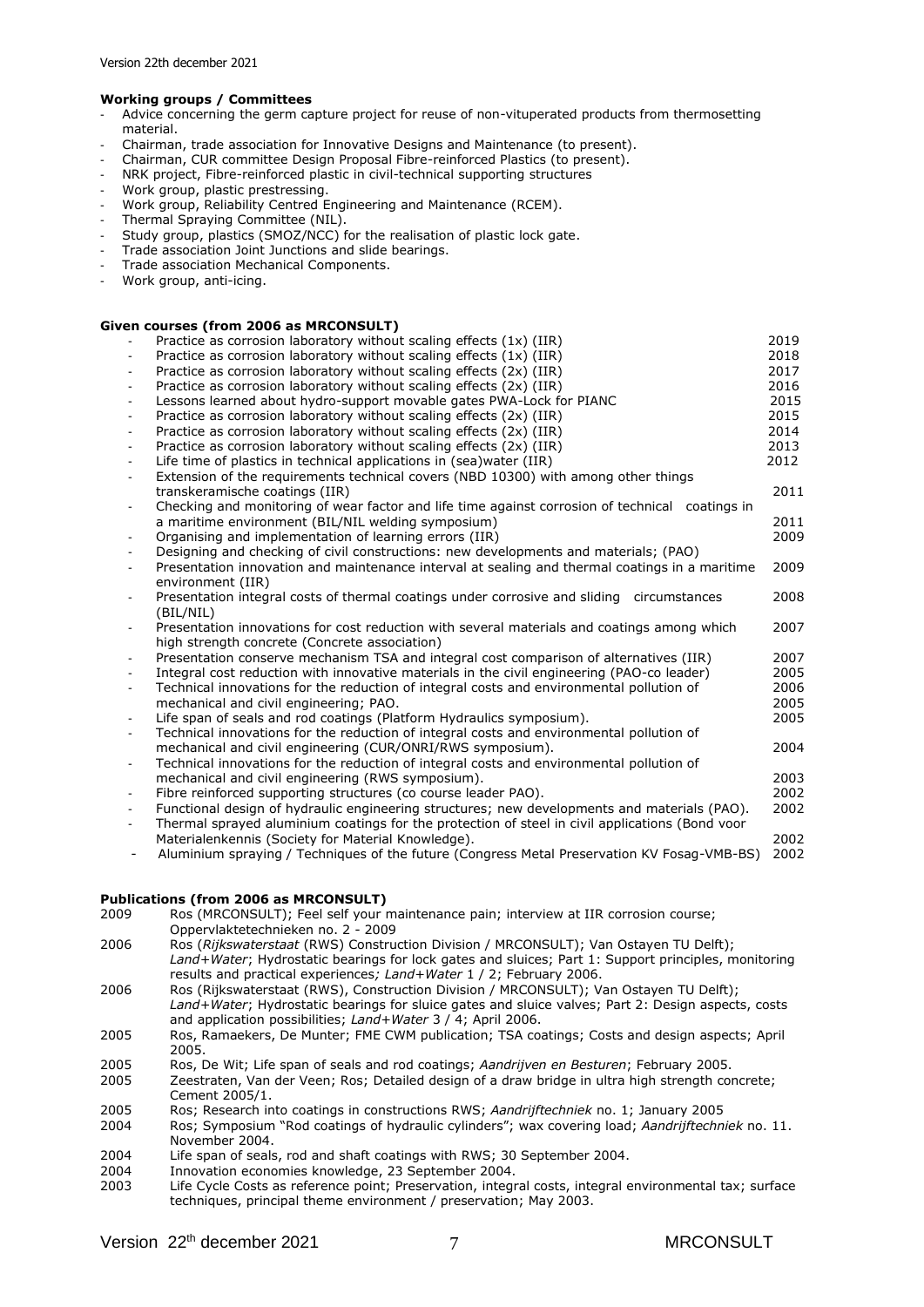**Working groups / Committees**

- Advice concerning the germ capture project for reuse of non-vituperated products from thermosetting material.
- Chairman, trade association for Innovative Designs and Maintenance (to present).
- Chairman, CUR committee Design Proposal Fibre-reinforced Plastics (to present).
- NRK project, Fibre-reinforced plastic in civil-technical supporting structures
- Work group, plastic prestressing.
- Work group, Reliability Centred Engineering and Maintenance (RCEM).
- Thermal Spraying Committee (NIL).
- Study group, plastics (SMOZ/NCC) for the realisation of plastic lock gate.
- Trade association Joint Junctions and slide bearings.
- Trade association Mechanical Components.
- Work group, anti-icing.

**Given courses (from 2006 as MRCONSULT)**

- Practice as corrosion laboratory without scaling effects (1x) (IIR) 2019
- Practice as corrosion laboratory without scaling effects (1x) (IIR) 2018
- Practice as corrosion laboratory without scaling effects (2x) (IIR) 2017
- Practice as corrosion laboratory without scaling effects (2x) (IIR) 2016
- Lessons learned about hydro-support movable gates PWA-Lock for PIANC 2015
- Practice as corrosion laboratory without scaling effects (2x) (IIR) 2015
- Practice as corrosion laboratory without scaling effects (2x) (IIR) 2014
- Practice as corrosion laboratory without scaling effects (2x) (IIR) 2013
- Life time of plastics in technical applications in (sea)water (IIR) 2012
- Extension of the requirements technical covers (NBD 10300) with among other things transkeramische coatings (IIR) 2011
- Checking and monitoring of wear factor and life time against corrosion of technical coatings in a maritime environment (BIL/NIL welding symposium) 2011
- Organising and implementation of learning errors (IIR) 2009
- Designing and checking of civil constructions: new developments and materials; (PAO)
- Presentation innovation and maintenance interval at sealing and thermal coatings in a maritime environment (IIR) 2009
- Presentation integral costs of thermal coatings under corrosive and sliding circumstances (BIL/NIL) 2008
- Presentation innovations for cost reduction with several materials and coatings among which high strength concrete (Concrete association) 2007
- Presentation conserve mechanism TSA and integral cost comparison of alternatives (IIR) 2007
- Integral cost reduction with innovative materials in the civil engineering (PAO-co leader) 2005
- Technical innovations for the reduction of integral costs and environmental pollution of mechanical and civil engineering; PAO. 2006 2005
- Life span of seals and rod coatings (Platform Hydraulics symposium). 2005
- Technical innovations for the reduction of integral costs and environmental pollution of mechanical and civil engineering (CUR/ONRI/RWS symposium). 2004
- Technical innovations for the reduction of integral costs and environmental pollution of mechanical and civil engineering (RWS symposium). 2003
- Fibre reinforced supporting structures (co course leader PAO). 2002
- Functional design of hydraulic engineering structures; new developments and materials (PAO). 2002
- Thermal sprayed aluminium coatings for the protection of steel in civil applications (Bond voor Materialenkennis (Society for Material Knowledge). 2002
- Aluminium spraying / Techniques of the future (Congress Metal Preservation KV Fosag-VMB-BS) 2002

**Publications (from 2006 as MRCONSULT)**

2009 Ros (MRCONSULT); Feel self your maintenance pain; interview at IIR corrosion course; Oppervlaktetechnieken no. 2 - 2009

2006 Ros (*Rijkswaterstaat* (RWS) Construction Division / MRCONSULT); Van Ostayen TU Delft); *Land+Water*; Hydrostatic bearings for lock gates and sluices; Part 1: Support principles, monitoring results and practical experiences*; Land+Water* 1 / 2; February 2006.

2006 Ros (Rijkswaterstaat (RWS), Construction Division / MRCONSULT); Van Ostayen TU Delft); *Land+Water*; Hydrostatic bearings for sluice gates and sluice valves; Part 2: Design aspects, costs and application possibilities; *Land+Water* 3 / 4; April 2006.

2005 Ros, Ramaekers, De Munter; FME CWM publication; TSA coatings; Costs and design aspects; April 2005.

2005 Ros, De Wit; Life span of seals and rod coatings; *Aandrijven en Besturen*; February 2005.

2005 Zeestraten, Van der Veen; Ros; Detailed design of a draw bridge in ultra high strength concrete; Cement 2005/1.

2005 Ros; Research into coatings in constructions RWS; *Aandrijftechniek* no. 1; January 2005

2004 Ros; Symposium "Rod coatings of hydraulic cylinders"; wax covering load; *Aandrijftechniek* no. 11. November 2004.

2004 Life span of seals, rod and shaft coatings with RWS; 30 September 2004.

2004 Innovation economies knowledge, 23 September 2004.

2003 Life Cycle Costs as reference point; Preservation, integral costs, integral environmental tax; surface techniques, principal theme environment / preservation; May 2003.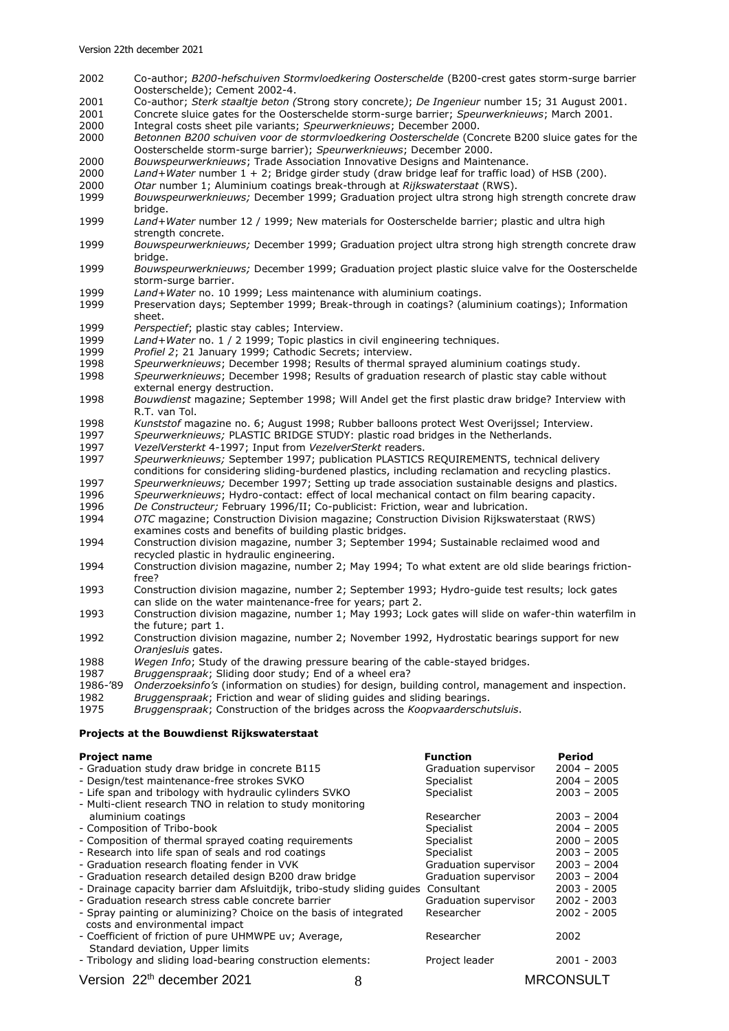| | |
|---|---|
| 2002 | Co-author; *B200-hefschuiven Stormvloedkering Oosterschelde* (B200-crest gates storm-surge barrier Oosterschelde); Cement 2002-4. |
| 2001 | Co-author; *Sterk staaltje beton (*Strong story concrete*)*; *De Ingenieur* number 15; 31 August 2001. |
| 2001 | Concrete sluice gates for the Oosterschelde storm-surge barrier; *Speurwerknieuws*; March 2001. |
| 2000 | Integral costs sheet pile variants; *Speurwerknieuws*; December 2000. |
| 2000 | *Betonnen B200 schuiven voor de stormvloedkering Oosterschelde* (Concrete B200 sluice gates for the Oosterschelde storm-surge barrier); *Speurwerknieuws*; December 2000. |
| 2000 | *Bouwspeurwerknieuws*; Trade Association Innovative Designs and Maintenance. |
| 2000 | *Land+Water* number 1 + 2; Bridge girder study (draw bridge leaf for traffic load) of HSB (200). |
| 2000 | *Otar* number 1; Aluminium coatings break-through at *Rijkswaterstaat* (RWS). |
| 1999 | *Bouwspeurwerknieuws;* December 1999; Graduation project ultra strong high strength concrete draw bridge. |
| 1999 | *Land+Water* number 12 / 1999; New materials for Oosterschelde barrier; plastic and ultra high strength concrete. |
| 1999 | *Bouwspeurwerknieuws;* December 1999; Graduation project ultra strong high strength concrete draw bridge. |
| 1999 | *Bouwspeurwerknieuws;* December 1999; Graduation project plastic sluice valve for the Oosterschelde storm-surge barrier. |
| 1999 | *Land+Water* no. 10 1999; Less maintenance with aluminium coatings. |
| 1999 | Preservation days; September 1999; Break-through in coatings? (aluminium coatings); Information sheet. |
| 1999 | *Perspectief*; plastic stay cables; Interview. |
| 1999 | *Land+Water* no. 1 / 2 1999; Topic plastics in civil engineering techniques. |
| 1999 | *Profiel 2*; 21 January 1999; Cathodic Secrets; interview. |
| 1998 | *Speurwerknieuws*; December 1998; Results of thermal sprayed aluminium coatings study. |
| 1998 | *Speurwerknieuws*; December 1998; Results of graduation research of plastic stay cable without external energy destruction. |
| 1998 | *Bouwdienst* magazine; September 1998; Will Andel get the first plastic draw bridge? Interview with R.T. van Tol. |
| 1998 | *Kunststof* magazine no. 6; August 1998; Rubber balloons protect West Overijssel; Interview. |
| 1997 | *Speurwerknieuws;* PLASTIC BRIDGE STUDY: plastic road bridges in the Netherlands. |
| 1997 | *VezelVersterkt* 4-1997; Input from *VezelVerSterkt* readers. |
| 1997 | *Speurwerknieuws;* September 1997; publication PLASTICS REQUIREMENTS, technical delivery conditions for considering sliding-burdened plastics, including reclamation and recycling plastics. |
| 1997 | *Speurwerknieuws;* December 1997; Setting up trade association sustainable designs and plastics. |
| 1996 | *Speurwerknieuws*; Hydro-contact: effect of local mechanical contact on film bearing capacity. |
| 1996 | *De Constructeur;* February 1996/II; Co-publicist: Friction, wear and lubrication. |
| 1994 | *OTC* magazine; Construction Division magazine; Construction Division Rijkswaterstaat (RWS) examines costs and benefits of building plastic bridges. |
| 1994 | Construction division magazine, number 3; September 1994; Sustainable reclaimed wood and recycled plastic in hydraulic engineering. |
| 1994 | Construction division magazine, number 2; May 1994; To what extent are old slide bearings friction-free? |
| 1993 | Construction division magazine, number 2; September 1993; Hydro-guide test results; lock gates can slide on the water maintenance-free for years; part 2. |
| 1993 | Construction division magazine, number 1; May 1993; Lock gates will slide on wafer-thin waterfilm in the future; part 1. |
| 1992 | Construction division magazine, number 2; November 1992, Hydrostatic bearings support for new *Oranjesluis* gates. |
| 1988 | *Wegen Info*; Study of the drawing pressure bearing of the cable-stayed bridges. |
| 1987 | *Bruggenspraak*; Sliding door study; End of a wheel era? |
| 1986-'89 | *Onderzoeksinfo's* (information on studies) for design, building control, management and inspection. |
| 1982 | *Bruggenspraak*; Friction and wear of sliding guides and sliding bearings. |
| 1975 | *Bruggenspraak*; Construction of the bridges across the *Koopvaarderschutsluis*. |

**Projects at the Bouwdienst Rijkswaterstaat**

| **Project name** | **Function** | **Period** |
|---|---|---|
| - Graduation study draw bridge in concrete B115 | Graduation supervisor | 2004 – 2005 |
| - Design/test maintenance-free strokes SVKO | Specialist | 2004 – 2005 |
| - Life span and tribology with hydraulic cylinders SVKO | Specialist | 2003 – 2005 |
| - Multi-client research TNO in relation to study monitoring aluminium coatings | Researcher | 2003 – 2004 |
| - Composition of Tribo-book | Specialist | 2004 – 2005 |
| - Composition of thermal sprayed coating requirements | Specialist | 2000 – 2005 |
| - Research into life span of seals and rod coatings | Specialist | 2003 – 2005 |
| - Graduation research floating fender in VVK | Graduation supervisor | 2003 – 2004 |
| - Graduation research detailed design B200 draw bridge | Graduation supervisor | 2003 – 2004 |
| - Drainage capacity barrier dam Afsluitdijk, tribo-study sliding guides | Consultant | 2003 - 2005 |
| - Graduation research stress cable concrete barrier | Graduation supervisor | 2002 - 2003 |
| - Spray painting or aluminizing? Choice on the basis of integrated costs and environmental impact | Researcher | 2002 - 2005 |
| - Coefficient of friction of pure UHMWPE uv; Average, Standard deviation, Upper limits | Researcher | 2002 |
| - Tribology and sliding load-bearing construction elements: | Project leader | 2001 - 2003 |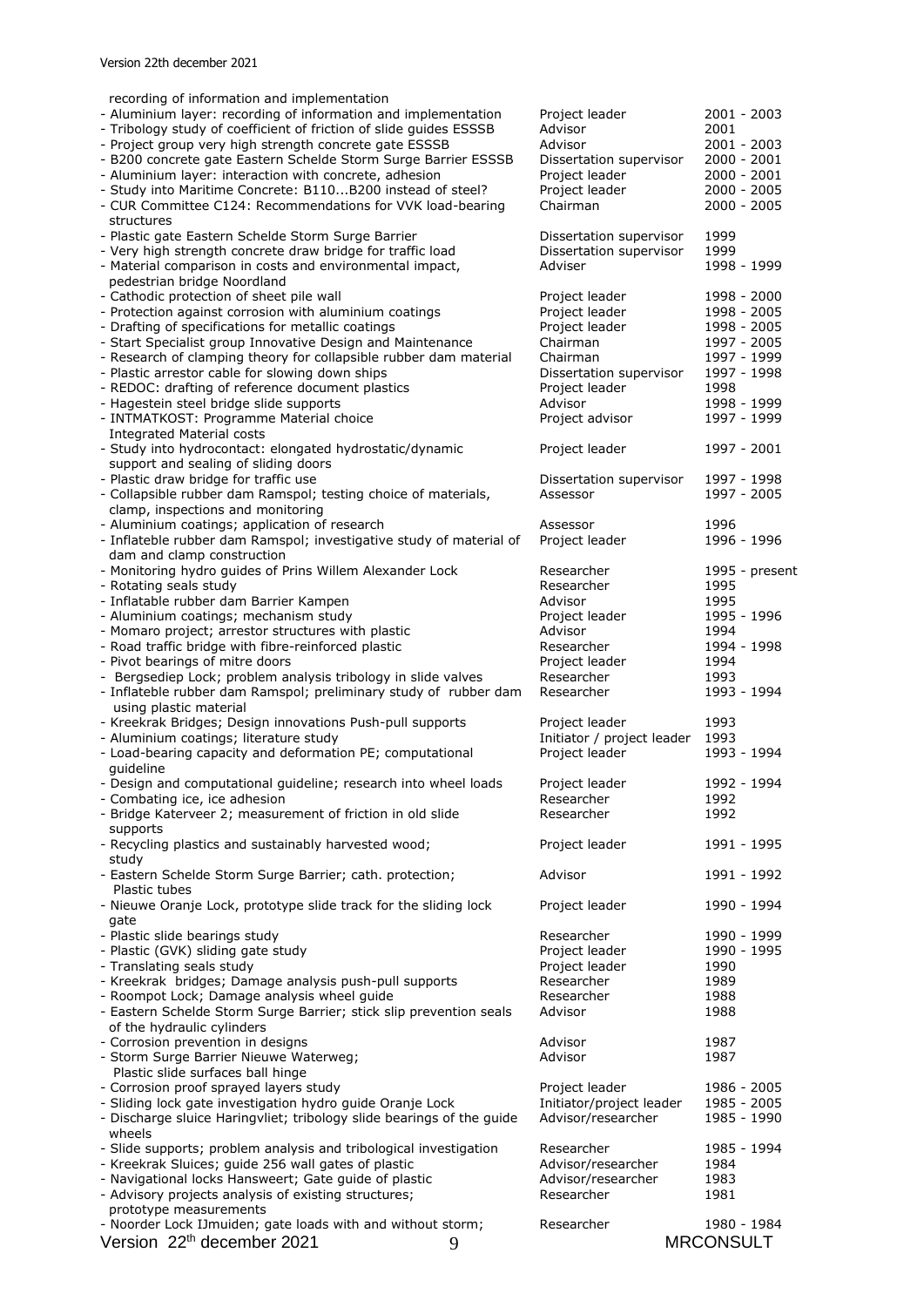| | | |
|---|---|---|
| recording of information and implementation | | |
| - Aluminium layer: recording of information and implementation | Project leader | 2001 - 2003 |
| - Tribology study of coefficient of friction of slide guides ESSSB | Advisor | 2001 |
| - Project group very high strength concrete gate ESSSB | Advisor | 2001 - 2003 |
| - B200 concrete gate Eastern Schelde Storm Surge Barrier ESSSB | Dissertation supervisor | 2000 - 2001 |
| - Aluminium layer: interaction with concrete, adhesion | Project leader | 2000 - 2001 |
| - Study into Maritime Concrete: B110...B200 instead of steel? | Project leader | 2000 - 2005 |
| - CUR Committee C124: Recommendations for VVK load-bearing structures | Chairman | 2000 - 2005 |
| - Plastic gate Eastern Schelde Storm Surge Barrier | Dissertation supervisor | 1999 |
| - Very high strength concrete draw bridge for traffic load | Dissertation supervisor | 1999 |
| - Material comparison in costs and environmental impact, pedestrian bridge Noordland | Adviser | 1998 - 1999 |
| - Cathodic protection of sheet pile wall | Project leader | 1998 - 2000 |
| - Protection against corrosion with aluminium coatings | Project leader | 1998 - 2005 |
| - Drafting of specifications for metallic coatings | Project leader | 1998 - 2005 |
| - Start Specialist group Innovative Design and Maintenance | Chairman | 1997 - 2005 |
| - Research of clamping theory for collapsible rubber dam material | Chairman | 1997 - 1999 |
| - Plastic arrestor cable for slowing down ships | Dissertation supervisor | 1997 - 1998 |
| - REDOC: drafting of reference document plastics | Project leader | 1998 |
| - Hagestein steel bridge slide supports | Advisor | 1998 - 1999 |
| - INTMATKOST: Programme Material choice Integrated Material costs | Project advisor | 1997 - 1999 |
| - Study into hydrocontact: elongated hydrostatic/dynamic support and sealing of sliding doors | Project leader | 1997 - 2001 |
| - Plastic draw bridge for traffic use | Dissertation supervisor | 1997 - 1998 |
| - Collapsible rubber dam Ramspol; testing choice of materials, clamp, inspections and monitoring | Assessor | 1997 - 2005 |
| - Aluminium coatings; application of research | Assessor | 1996 |
| - Inflateble rubber dam Ramspol; investigative study of material of dam and clamp construction | Project leader | 1996 - 1996 |
| - Monitoring hydro guides of Prins Willem Alexander Lock | Researcher | 1995 - present |
| - Rotating seals study | Researcher | 1995 |
| - Inflatable rubber dam Barrier Kampen | Advisor | 1995 |
| - Aluminium coatings; mechanism study | Project leader | 1995 - 1996 |
| - Momaro project; arrestor structures with plastic | Advisor | 1994 |
| - Road traffic bridge with fibre-reinforced plastic | Researcher | 1994 - 1998 |
| - Pivot bearings of mitre doors | Project leader | 1994 |
| - Bergsediep Lock; problem analysis tribology in slide valves | Researcher | 1993 |
| - Inflateble rubber dam Ramspol; preliminary study of rubber dam using plastic material | Researcher | 1993 - 1994 |
| - Kreekrak Bridges; Design innovations Push-pull supports | Project leader | 1993 |
| - Aluminium coatings; literature study | Initiator / project leader | 1993 |
| - Load-bearing capacity and deformation PE; computational guideline | Project leader | 1993 - 1994 |
| - Design and computational guideline; research into wheel loads | Project leader | 1992 - 1994 |
| - Combating ice, ice adhesion | Researcher | 1992 |
| - Bridge Katerveer 2; measurement of friction in old slide supports | Researcher | 1992 |
| - Recycling plastics and sustainably harvested wood; study | Project leader | 1991 - 1995 |
| - Eastern Schelde Storm Surge Barrier; cath. protection; Plastic tubes | Advisor | 1991 - 1992 |
| - Nieuwe Oranje Lock, prototype slide track for the sliding lock gate | Project leader | 1990 - 1994 |
| - Plastic slide bearings study | Researcher | 1990 - 1999 |
| - Plastic (GVK) sliding gate study | Project leader | 1990 - 1995 |
| - Translating seals study | Project leader | 1990 |
| - Kreekrak bridges; Damage analysis push-pull supports | Researcher | 1989 |
| - Roompot Lock; Damage analysis wheel guide | Researcher | 1988 |
| - Eastern Schelde Storm Surge Barrier; stick slip prevention seals of the hydraulic cylinders | Advisor | 1988 |
| - Corrosion prevention in designs | Advisor | 1987 |
| - Storm Surge Barrier Nieuwe Waterweg; Plastic slide surfaces ball hinge | Advisor | 1987 |
| - Corrosion proof sprayed layers study | Project leader | 1986 - 2005 |
| - Sliding lock gate investigation hydro guide Oranje Lock | Initiator/project leader | 1985 - 2005 |
| - Discharge sluice Haringvliet; tribology slide bearings of the guide wheels | Advisor/researcher | 1985 - 1990 |
| - Slide supports; problem analysis and tribological investigation | Researcher | 1985 - 1994 |
| - Kreekrak Sluices; guide 256 wall gates of plastic | Advisor/researcher | 1984 |
| - Navigational locks Hansweert; Gate guide of plastic | Advisor/researcher | 1983 |
| - Advisory projects analysis of existing structures; prototype measurements | Researcher | 1981 |
| - Noorder Lock IJmuiden; gate loads with and without storm; | Researcher | 1980 - 1984 |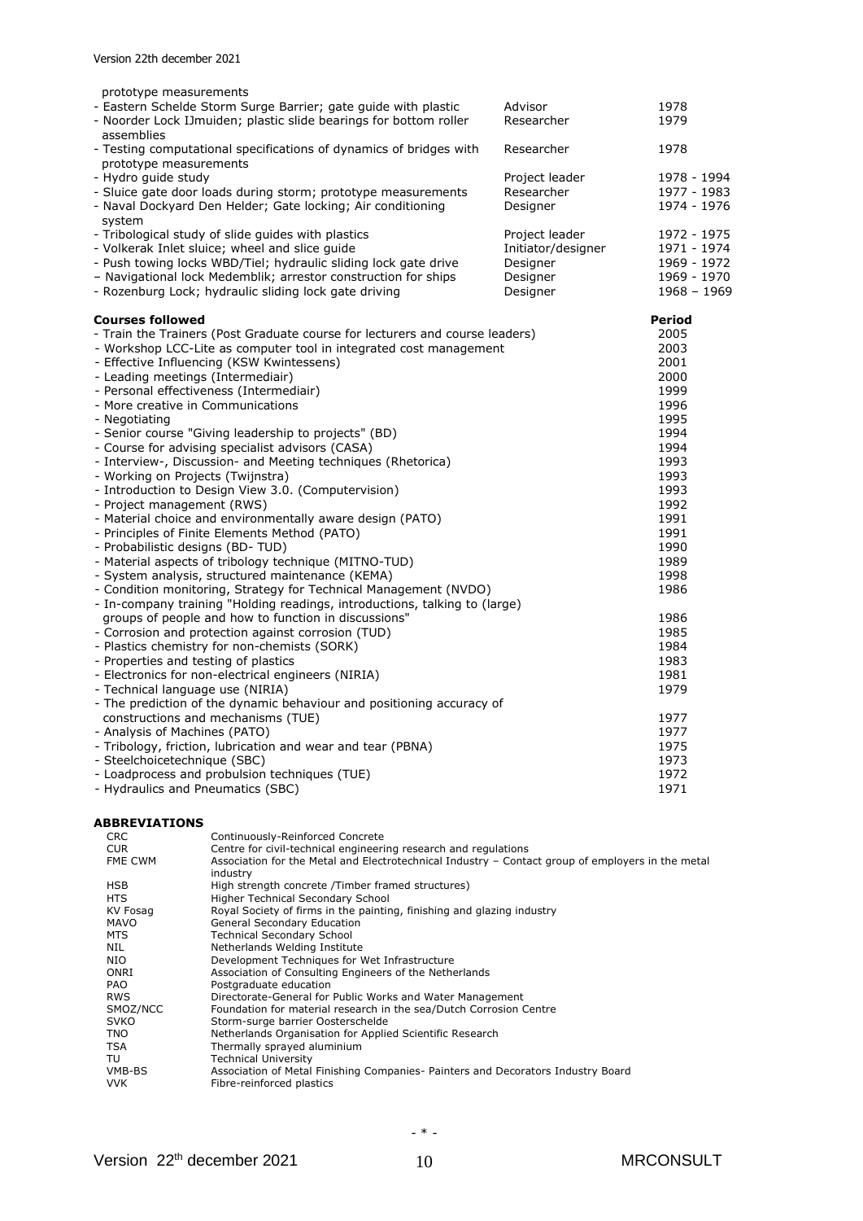| | | |
|---|---|---|
| prototype measurements | | |
| - Eastern Schelde Storm Surge Barrier; gate guide with plastic | Advisor | 1978 |
| - Noorder Lock IJmuiden; plastic slide bearings for bottom roller assemblies | Researcher | 1979 |
| - Testing computational specifications of dynamics of bridges with prototype measurements | Researcher | 1978 |
| - Hydro guide study | Project leader | 1978 - 1994 |
| - Sluice gate door loads during storm; prototype measurements | Researcher | 1977 - 1983 |
| - Naval Dockyard Den Helder; Gate locking; Air conditioning system | Designer | 1974 - 1976 |
| - Tribological study of slide guides with plastics | Project leader | 1972 - 1975 |
| - Volkerak Inlet sluice; wheel and slice guide | Initiator/designer | 1971 - 1974 |
| - Push towing locks WBD/Tiel; hydraulic sliding lock gate drive | Designer | 1969 - 1972 |
| – Navigational lock Medemblik; arrestor construction for ships | Designer | 1969 - 1970 |
| - Rozenburg Lock; hydraulic sliding lock gate driving | Designer | 1968 – 1969 |

| **Courses followed** | **Period** |
|---|---|
| - Train the Trainers (Post Graduate course for lecturers and course leaders) | 2005 |
| - Workshop LCC-Lite as computer tool in integrated cost management | 2003 |
| - Effective Influencing (KSW Kwintessens) | 2001 |
| - Leading meetings (Intermediair) | 2000 |
| - Personal effectiveness (Intermediair) | 1999 |
| - More creative in Communications | 1996 |
| - Negotiating | 1995 |
| - Senior course "Giving leadership to projects" (BD) | 1994 |
| - Course for advising specialist advisors (CASA) | 1994 |
| - Interview-, Discussion- and Meeting techniques (Rhetorica) | 1993 |
| - Working on Projects (Twijnstra) | 1993 |
| - Introduction to Design View 3.0. (Computervision) | 1993 |
| - Project management (RWS) | 1992 |
| - Material choice and environmentally aware design (PATO) | 1991 |
| - Principles of Finite Elements Method (PATO) | 1991 |
| - Probabilistic designs (BD- TUD) | 1990 |
| - Material aspects of tribology technique (MITNO-TUD) | 1989 |
| - System analysis, structured maintenance (KEMA) | 1998 |
| - Condition monitoring, Strategy for Technical Management (NVDO) | 1986 |
| - In-company training "Holding readings, introductions, talking to (large) groups of people and how to function in discussions" | 1986 |
| - Corrosion and protection against corrosion (TUD) | 1985 |
| - Plastics chemistry for non-chemists (SORK) | 1984 |
| - Properties and testing of plastics | 1983 |
| - Electronics for non-electrical engineers (NIRIA) | 1981 |
| - Technical language use (NIRIA) | 1979 |
| - The prediction of the dynamic behaviour and positioning accuracy of constructions and mechanisms (TUE) | 1977 |
| - Analysis of Machines (PATO) | 1977 |
| - Tribology, friction, lubrication and wear and tear (PBNA) | 1975 |
| - Steelchoicetechnique (SBC) | 1973 |
| - Loadprocess and probulsion techniques (TUE) | 1972 |
| - Hydraulics and Pneumatics (SBC) | 1971 |

**ABBREVIATIONS**

| | |
|---|---|
| CRC | Continuously-Reinforced Concrete |
| CUR | Centre for civil-technical engineering research and regulations |
| FME CWM | Association for the Metal and Electrotechnical Industry – Contact group of employers in the metal industry |
| HSB | High strength concrete /Timber framed structures) |
| HTS | Higher Technical Secondary School |
| KV Fosag | Royal Society of firms in the painting, finishing and glazing industry |
| MAVO | General Secondary Education |
| MTS | Technical Secondary School |
| NIL | Netherlands Welding Institute |
| NIO | Development Techniques for Wet Infrastructure |
| ONRI | Association of Consulting Engineers of the Netherlands |
| PAO | Postgraduate education |
| RWS | Directorate-General for Public Works and Water Management |
| SMOZ/NCC | Foundation for material research in the sea/Dutch Corrosion Centre |
| SVKO | Storm-surge barrier Oosterschelde |
| TNO | Netherlands Organisation for Applied Scientific Research |
| TSA | Thermally sprayed aluminium |
| TU | Technical University |
| VMB-BS | Association of Metal Finishing Companies- Painters and Decorators Industry Board |
| VVK | Fibre-reinforced plastics |

- * -